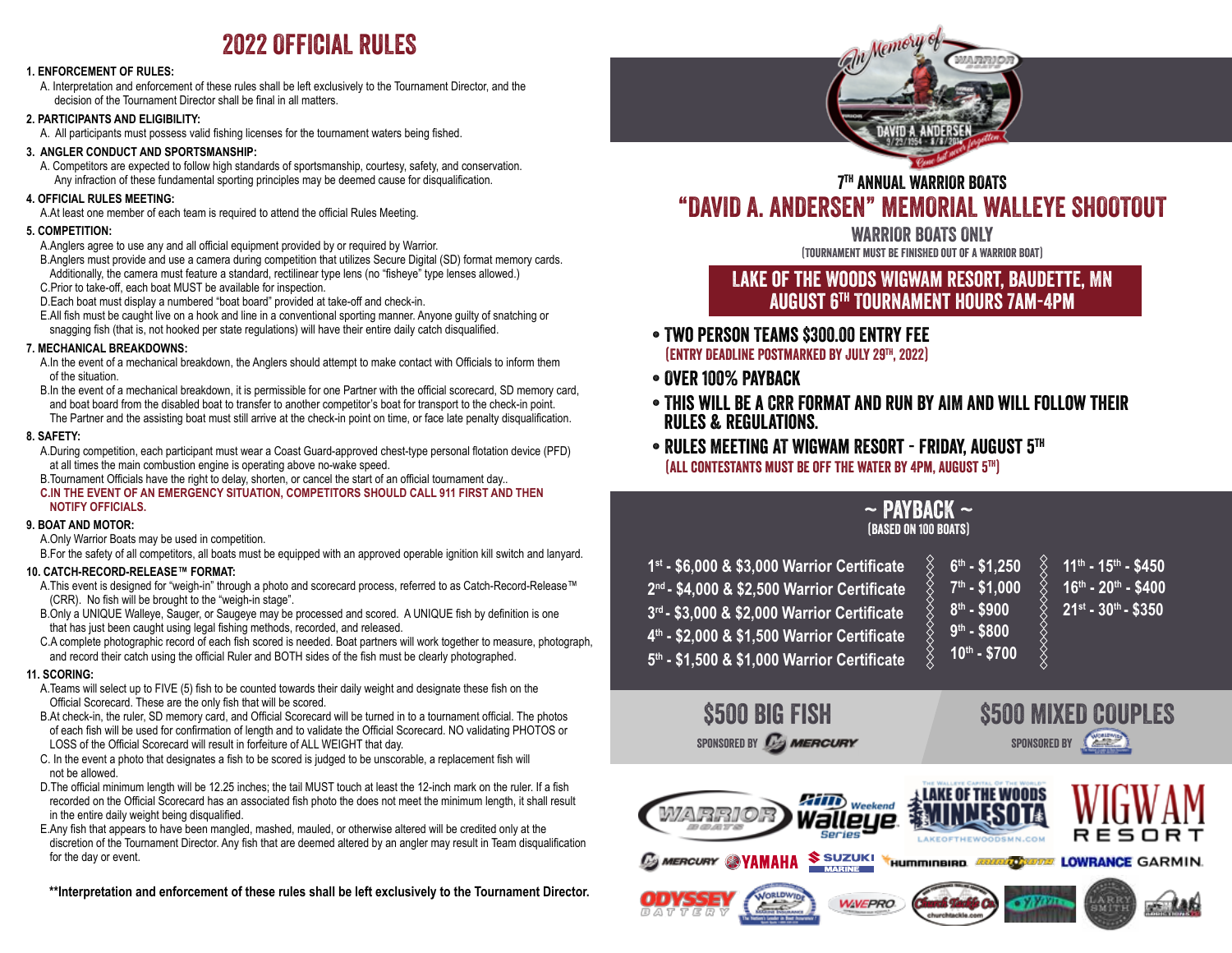# 2022 OFFICIAL RULES

**1. ENFORCEMENT OF RULES:**

A. Interpretation and enforcement of these rules shall be left exclusively to the Tournament Director, and the decision of the Tournament Director shall be final in all matters.

**2. PARTICIPANTS AND ELIGIBILITY:**

A. All participants must possess valid fishing licenses for the tournament waters being fished.

**3. ANGLER CONDUCT AND SPORTSMANSHIP:**

A. Competitors are expected to follow high standards of sportsmanship, courtesy, safety, and conservation. Any infraction of these fundamental sporting principles may be deemed cause for disqualification.

**4. OFFICIAL RULES MEETING:**

A.At least one member of each team is required to attend the official Rules Meeting.

**5. COMPETITION:**

A.Anglers agree to use any and all official equipment provided by or required by Warrior.

B.Anglers must provide and use a camera during competition that utilizes Secure Digital (SD) format memory cards. Additionally, the camera must feature a standard, rectilinear type lens (no "fisheye" type lenses allowed.)

C.Prior to take-off, each boat MUST be available for inspection.

D.Each boat must display a numbered "boat board" provided at take-off and check-in.

E.All fish must be caught live on a hook and line in a conventional sporting manner. Anyone guilty of snatching or snagging fish (that is, not hooked per state regulations) will have their entire daily catch disqualified.

**7. MECHANICAL BREAKDOWNS:**

A.In the event of a mechanical breakdown, the Anglers should attempt to make contact with Officials to inform them of the situation.

B.In the event of a mechanical breakdown, it is permissible for one Partner with the official scorecard, SD memory card, and boat board from the disabled boat to transfer to another competitor's boat for transport to the check-in point. The Partner and the assisting boat must still arrive at the check-in point on time, or face late penalty disqualification.

**8. SAFETY:**

A.During competition, each participant must wear a Coast Guard-approved chest-type personal flotation device (PFD) at all times the main combustion engine is operating above no-wake speed.

B.Tournament Officials have the right to delay, shorten, or cancel the start of an official tournament day..

**C.IN THE EVENT OF AN EMERGENCY SITUATION, COMPETITORS SHOULD CALL 911 FIRST AND THEN NOTIFY OFFICIALS.**

**9. BOAT AND MOTOR:**

A.Only Warrior Boats may be used in competition.

B.For the safety of all competitors, all boats must be equipped with an approved operable ignition kill switch and lanyard.

**10. CATCH-RECORD-RELEASE™ FORMAT:**

A.This event is designed for "weigh-in" through a photo and scorecard process, referred to as Catch-Record-Release™ (CRR). No fish will be brought to the "weigh-in stage".

B.Only a UNIQUE Walleye, Sauger, or Saugeye may be processed and scored. A UNIQUE fish by definition is one that has just been caught using legal fishing methods, recorded, and released.

C.A complete photographic record of each fish scored is needed. Boat partners will work together to measure, photograph, and record their catch using the official Ruler and BOTH sides of the fish must be clearly photographed.

**11. SCORING:**

A.Teams will select up to FIVE (5) fish to be counted towards their daily weight and designate these fish on the Official Scorecard. These are the only fish that will be scored.

B.At check-in, the ruler, SD memory card, and Official Scorecard will be turned in to a tournament official. The photos of each fish will be used for confirmation of length and to validate the Official Scorecard. NO validating PHOTOS or LOSS of the Official Scorecard will result in forfeiture of ALL WEIGHT that day.

C. In the event a photo that designates a fish to be scored is judged to be unscorable, a replacement fish will not be allowed.

D.The official minimum length will be 12.25 inches; the tail MUST touch at least the 12-inch mark on the ruler. If a fish recorded on the Official Scorecard has an associated fish photo the does not meet the minimum length, it shall result in the entire daily weight being disqualified.

E.Any fish that appears to have been mangled, mashed, mauled, or otherwise altered will be credited only at the discretion of the Tournament Director. Any fish that are deemed altered by an angler may result in Team disqualification for the day or event.

**\*\*Interpretation and enforcement of these rules shall be left exclusively to the Tournament Director.**

In Memory of DAVID A. ANDERSEN 9/25/1954 - 8/8/2016 Gone but never forgotten

## 7TH ANNUAL WARRIOR BOATS
# "DAVID A. ANDERSEN" MEMORIAL WALLEYE SHOOTOUT

**WARRIOR BOATS ONLY**
(TOURNAMENT MUST BE FINISHED OUT OF A WARRIOR BOAT)

**LAKE OF THE WOODS WIGWAM RESORT, BAUDETTE, MN**
**AUGUST 6TH TOURNAMENT HOURS 7AM-4PM**

- **TWO PERSON TEAMS $300.00 ENTRY FEE**
  (ENTRY DEADLINE POSTMARKED BY JULY 29TH, 2022)
- **OVER 100% PAYBACK**
- **THIS WILL BE A CRR FORMAT AND RUN BY AIM AND WILL FOLLOW THEIR RULES & REGULATIONS.**
- **RULES MEETING AT WIGWAM RESORT - FRIDAY, AUGUST 5TH**
  (ALL CONTESTANTS MUST BE OFF THE WATER BY 4PM, AUGUST 5TH)

## ~ PAYBACK ~
(BASED ON 100 BOATS)

1st - $6,000 & $3,000 Warrior Certificate
2nd - $4,000 & $2,500 Warrior Certificate
3rd - $3,000 & $2,000 Warrior Certificate
4th - $2,000 & $1,500 Warrior Certificate
5th - $1,500 & $1,000 Warrior Certificate

6th - $1,250
7th - $1,000
8th - $900
9th - $800
10th - $700

11th - 15th - $450
16th - 20th - $400
21st - 30th - $350

**$500 BIG FISH**
SPONSORED BY MERCURY

**$500 MIXED COUPLES**
SPONSORED BY WORLDWIDE

WARRIOR BOATS · AIM Weekend Walleye Series · LAKE OF THE WOODS MINNESOTA LAKEOFTHEWOODSMN.COM · WIGWAM RESORT · MERCURY · YAMAHA · SUZUKI MARINE · HUMMINBIRD · MINN KOTA · LOWRANCE · GARMIN · ODYSSEY BATTERY · WORLDWIDE · WAVEPRO · Church Tackle Co. churchtackle.com · LARRY SMITH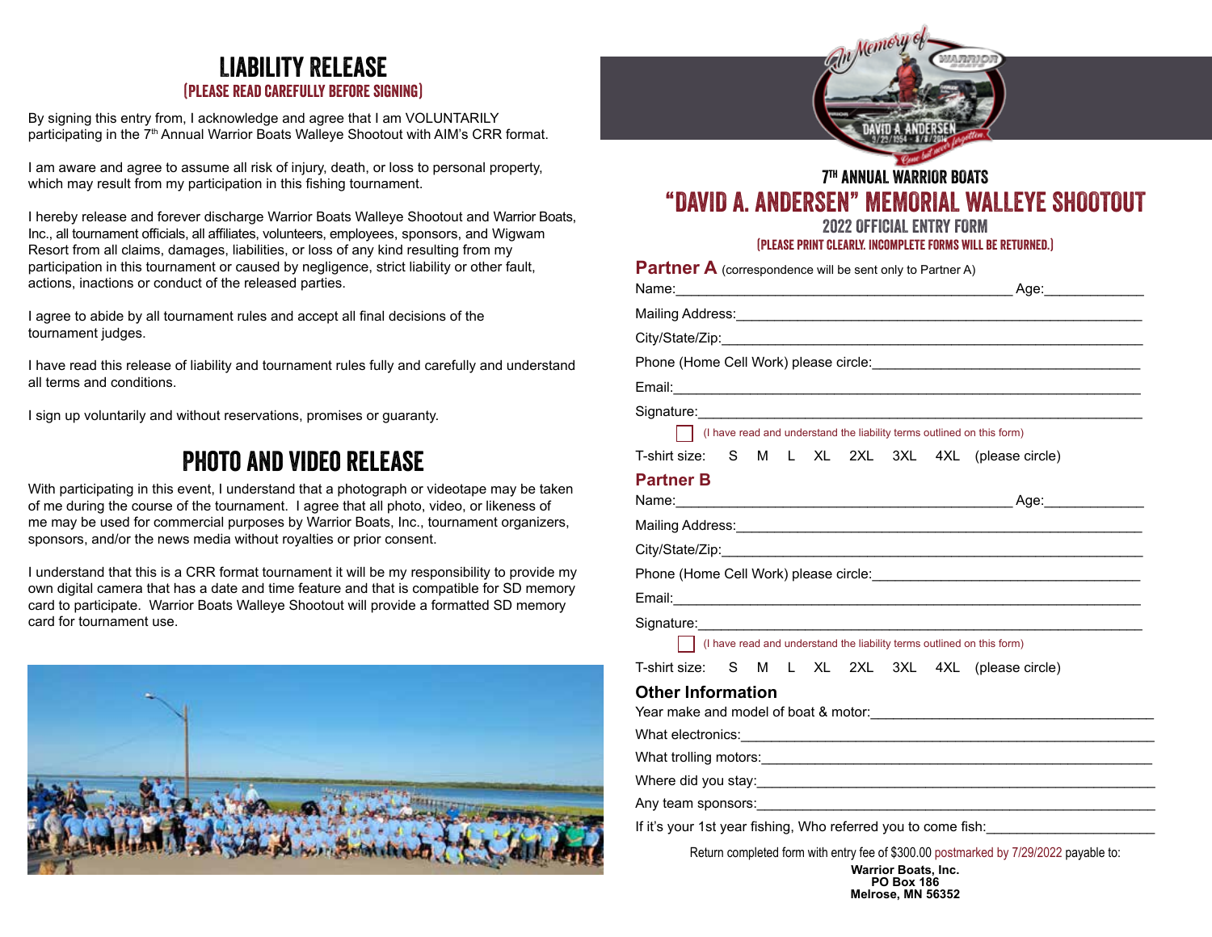# LIABILITY RELEASE

(PLEASE READ CAREFULLY BEFORE SIGNING)

By signing this entry from, I acknowledge and agree that I am VOLUNTARILY participating in the 7th Annual Warrior Boats Walleye Shootout with AIM's CRR format.

I am aware and agree to assume all risk of injury, death, or loss to personal property, which may result from my participation in this fishing tournament.

I hereby release and forever discharge Warrior Boats Walleye Shootout and Warrior Boats, Inc., all tournament officials, all affiliates, volunteers, employees, sponsors, and Wigwam Resort from all claims, damages, liabilities, or loss of any kind resulting from my participation in this tournament or caused by negligence, strict liability or other fault, actions, inactions or conduct of the released parties.

I agree to abide by all tournament rules and accept all final decisions of the tournament judges.

I have read this release of liability and tournament rules fully and carefully and understand all terms and conditions.

I sign up voluntarily and without reservations, promises or guaranty.

# PHOTO AND VIDEO RELEASE

With participating in this event, I understand that a photograph or videotape may be taken of me during the course of the tournament. I agree that all photo, video, or likeness of me may be used for commercial purposes by Warrior Boats, Inc., tournament organizers, sponsors, and/or the news media without royalties or prior consent.

I understand that this is a CRR format tournament it will be my responsibility to provide my own digital camera that has a date and time feature and that is compatible for SD memory card to participate. Warrior Boats Walleye Shootout will provide a formatted SD memory card for tournament use.

In Memory of
DAVID A ANDERSEN
9/23/1954 - 8/8/2016
Gone but never forgotten

## 7TH ANNUAL WARRIOR BOATS

# "DAVID A. ANDERSEN" MEMORIAL WALLEYE SHOOTOUT

## 2022 OFFICIAL ENTRY FORM

(PLEASE PRINT CLEARLY. INCOMPLETE FORMS WILL BE RETURNED.)

### Partner A (correspondence will be sent only to Partner A)

Name:_____________________________________________ Age:_____________

Mailing Address:_____________________________________________________

City/State/Zip:______________________________________________________

Phone (Home Cell Work) please circle:__________________________________

Email:_____________________________________________________________

Signature:__________________________________________________________

☐ (I have read and understand the liability terms outlined on this form)

T-shirt size: S M L XL 2XL 3XL 4XL (please circle)

### Partner B

Name:_____________________________________________ Age:_____________

Mailing Address:_____________________________________________________

City/State/Zip:______________________________________________________

Phone (Home Cell Work) please circle:__________________________________

Email:_____________________________________________________________

Signature:__________________________________________________________

☐ (I have read and understand the liability terms outlined on this form)

T-shirt size: S M L XL 2XL 3XL 4XL (please circle)

### Other Information

Year make and model of boat & motor:___________________________________

What electronics:____________________________________________________

What trolling motors:_________________________________________________

Where did you stay:__________________________________________________

Any team sponsors:__________________________________________________

If it's your 1st year fishing, Who referred you to come fish:______________________

Return completed form with entry fee of $300.00 postmarked by 7/29/2022 payable to:

**Warrior Boats, Inc.**
**PO Box 186**
**Melrose, MN 56352**